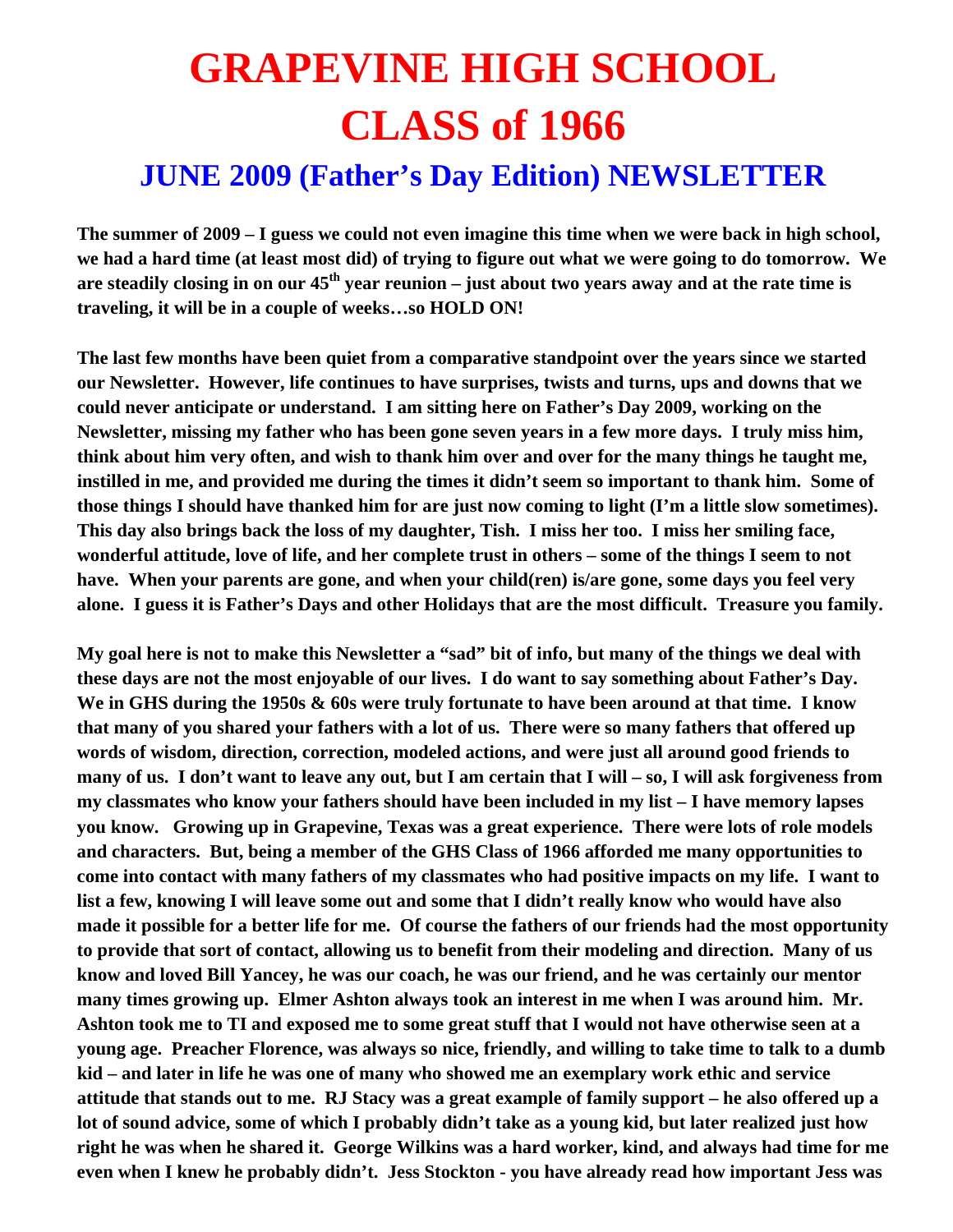# GRAPEVINE HIGH SCHOOL CLASS of 1966

## JUNE 2009 (Father's Day Edition) NEWSLETTER

**The summer of 2009 – I guess we could not even imagine this time when we were back in high school, we had a hard time (at least most did) of trying to figure out what we were going to do tomorrow. We are steadily closing in on our 45$^{th}$ year reunion – just about two years away and at the rate time is traveling, it will be in a couple of weeks…so HOLD ON!**

**The last few months have been quiet from a comparative standpoint over the years since we started our Newsletter. However, life continues to have surprises, twists and turns, ups and downs that we could never anticipate or understand. I am sitting here on Father's Day 2009, working on the Newsletter, missing my father who has been gone seven years in a few more days. I truly miss him, think about him very often, and wish to thank him over and over for the many things he taught me, instilled in me, and provided me during the times it didn't seem so important to thank him. Some of those things I should have thanked him for are just now coming to light (I'm a little slow sometimes). This day also brings back the loss of my daughter, Tish. I miss her too. I miss her smiling face, wonderful attitude, love of life, and her complete trust in others – some of the things I seem to not have. When your parents are gone, and when your child(ren) is/are gone, some days you feel very alone. I guess it is Father's Days and other Holidays that are the most difficult. Treasure you family.**

**My goal here is not to make this Newsletter a "sad" bit of info, but many of the things we deal with these days are not the most enjoyable of our lives. I do want to say something about Father's Day. We in GHS during the 1950s & 60s were truly fortunate to have been around at that time. I know that many of you shared your fathers with a lot of us. There were so many fathers that offered up words of wisdom, direction, correction, modeled actions, and were just all around good friends to many of us. I don't want to leave any out, but I am certain that I will – so, I will ask forgiveness from my classmates who know your fathers should have been included in my list – I have memory lapses you know. Growing up in Grapevine, Texas was a great experience. There were lots of role models and characters. But, being a member of the GHS Class of 1966 afforded me many opportunities to come into contact with many fathers of my classmates who had positive impacts on my life. I want to list a few, knowing I will leave some out and some that I didn't really know who would have also made it possible for a better life for me. Of course the fathers of our friends had the most opportunity to provide that sort of contact, allowing us to benefit from their modeling and direction. Many of us know and loved Bill Yancey, he was our coach, he was our friend, and he was certainly our mentor many times growing up. Elmer Ashton always took an interest in me when I was around him. Mr. Ashton took me to TI and exposed me to some great stuff that I would not have otherwise seen at a young age. Preacher Florence, was always so nice, friendly, and willing to take time to talk to a dumb kid – and later in life he was one of many who showed me an exemplary work ethic and service attitude that stands out to me. RJ Stacy was a great example of family support – he also offered up a lot of sound advice, some of which I probably didn't take as a young kid, but later realized just how right he was when he shared it. George Wilkins was a hard worker, kind, and always had time for me even when I knew he probably didn't. Jess Stockton - you have already read how important Jess was**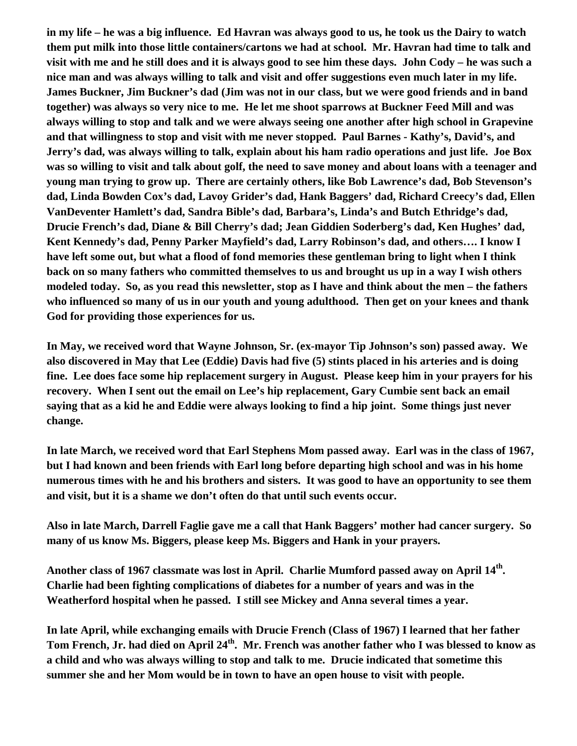**in my life – he was a big influence. Ed Havran was always good to us, he took us the Dairy to watch them put milk into those little containers/cartons we had at school. Mr. Havran had time to talk and visit with me and he still does and it is always good to see him these days. John Cody – he was such a nice man and was always willing to talk and visit and offer suggestions even much later in my life. James Buckner, Jim Buckner's dad (Jim was not in our class, but we were good friends and in band together) was always so very nice to me. He let me shoot sparrows at Buckner Feed Mill and was always willing to stop and talk and we were always seeing one another after high school in Grapevine and that willingness to stop and visit with me never stopped. Paul Barnes - Kathy's, David's, and Jerry's dad, was always willing to talk, explain about his ham radio operations and just life. Joe Box was so willing to visit and talk about golf, the need to save money and about loans with a teenager and young man trying to grow up. There are certainly others, like Bob Lawrence's dad, Bob Stevenson's dad, Linda Bowden Cox's dad, Lavoy Grider's dad, Hank Baggers' dad, Richard Creecy's dad, Ellen VanDeventer Hamlett's dad, Sandra Bible's dad, Barbara's, Linda's and Butch Ethridge's dad, Drucie French's dad, Diane & Bill Cherry's dad; Jean Giddien Soderberg's dad, Ken Hughes' dad, Kent Kennedy's dad, Penny Parker Mayfield's dad, Larry Robinson's dad, and others…. I know I have left some out, but what a flood of fond memories these gentleman bring to light when I think back on so many fathers who committed themselves to us and brought us up in a way I wish others modeled today. So, as you read this newsletter, stop as I have and think about the men – the fathers who influenced so many of us in our youth and young adulthood. Then get on your knees and thank God for providing those experiences for us.**

**In May, we received word that Wayne Johnson, Sr. (ex-mayor Tip Johnson's son) passed away. We also discovered in May that Lee (Eddie) Davis had five (5) stints placed in his arteries and is doing fine. Lee does face some hip replacement surgery in August. Please keep him in your prayers for his recovery. When I sent out the email on Lee's hip replacement, Gary Cumbie sent back an email saying that as a kid he and Eddie were always looking to find a hip joint. Some things just never change.**

**In late March, we received word that Earl Stephens Mom passed away. Earl was in the class of 1967, but I had known and been friends with Earl long before departing high school and was in his home numerous times with he and his brothers and sisters. It was good to have an opportunity to see them and visit, but it is a shame we don't often do that until such events occur.**

**Also in late March, Darrell Faglie gave me a call that Hank Baggers' mother had cancer surgery. So many of us know Ms. Biggers, please keep Ms. Biggers and Hank in your prayers.**

**Another class of 1967 classmate was lost in April. Charlie Mumford passed away on April 14th. Charlie had been fighting complications of diabetes for a number of years and was in the Weatherford hospital when he passed. I still see Mickey and Anna several times a year.**

**In late April, while exchanging emails with Drucie French (Class of 1967) I learned that her father Tom French, Jr. had died on April 24th. Mr. French was another father who I was blessed to know as a child and who was always willing to stop and talk to me. Drucie indicated that sometime this summer she and her Mom would be in town to have an open house to visit with people.**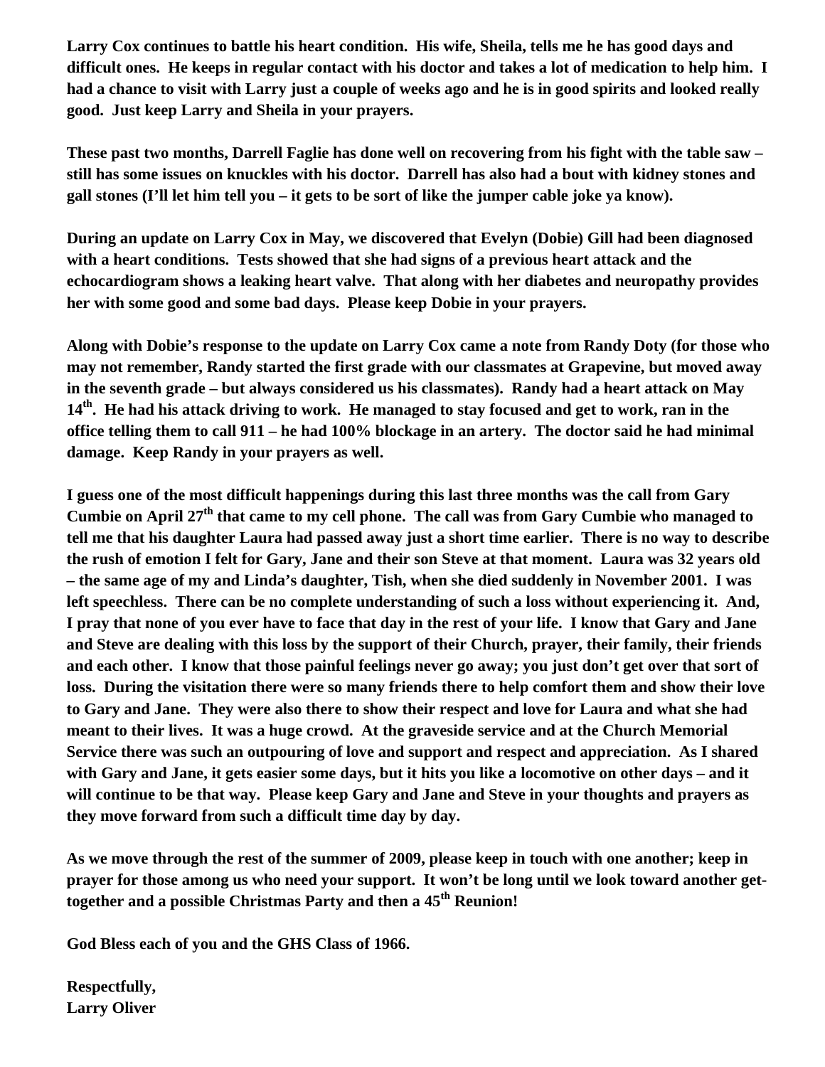**Larry Cox continues to battle his heart condition. His wife, Sheila, tells me he has good days and difficult ones. He keeps in regular contact with his doctor and takes a lot of medication to help him. I had a chance to visit with Larry just a couple of weeks ago and he is in good spirits and looked really good. Just keep Larry and Sheila in your prayers.**

**These past two months, Darrell Faglie has done well on recovering from his fight with the table saw – still has some issues on knuckles with his doctor. Darrell has also had a bout with kidney stones and gall stones (I'll let him tell you – it gets to be sort of like the jumper cable joke ya know).**

**During an update on Larry Cox in May, we discovered that Evelyn (Dobie) Gill had been diagnosed with a heart conditions. Tests showed that she had signs of a previous heart attack and the echocardiogram shows a leaking heart valve. That along with her diabetes and neuropathy provides her with some good and some bad days. Please keep Dobie in your prayers.**

**Along with Dobie's response to the update on Larry Cox came a note from Randy Doty (for those who may not remember, Randy started the first grade with our classmates at Grapevine, but moved away in the seventh grade – but always considered us his classmates). Randy had a heart attack on May 14th. He had his attack driving to work. He managed to stay focused and get to work, ran in the office telling them to call 911 – he had 100% blockage in an artery. The doctor said he had minimal damage. Keep Randy in your prayers as well.**

**I guess one of the most difficult happenings during this last three months was the call from Gary Cumbie on April 27th that came to my cell phone. The call was from Gary Cumbie who managed to tell me that his daughter Laura had passed away just a short time earlier. There is no way to describe the rush of emotion I felt for Gary, Jane and their son Steve at that moment. Laura was 32 years old – the same age of my and Linda's daughter, Tish, when she died suddenly in November 2001. I was left speechless. There can be no complete understanding of such a loss without experiencing it. And, I pray that none of you ever have to face that day in the rest of your life. I know that Gary and Jane and Steve are dealing with this loss by the support of their Church, prayer, their family, their friends and each other. I know that those painful feelings never go away; you just don't get over that sort of loss. During the visitation there were so many friends there to help comfort them and show their love to Gary and Jane. They were also there to show their respect and love for Laura and what she had meant to their lives. It was a huge crowd. At the graveside service and at the Church Memorial Service there was such an outpouring of love and support and respect and appreciation. As I shared with Gary and Jane, it gets easier some days, but it hits you like a locomotive on other days – and it will continue to be that way. Please keep Gary and Jane and Steve in your thoughts and prayers as they move forward from such a difficult time day by day.**

**As we move through the rest of the summer of 2009, please keep in touch with one another; keep in prayer for those among us who need your support. It won't be long until we look toward another get-together and a possible Christmas Party and then a 45th Reunion!**

**God Bless each of you and the GHS Class of 1966.**

**Respectfully,**
**Larry Oliver**